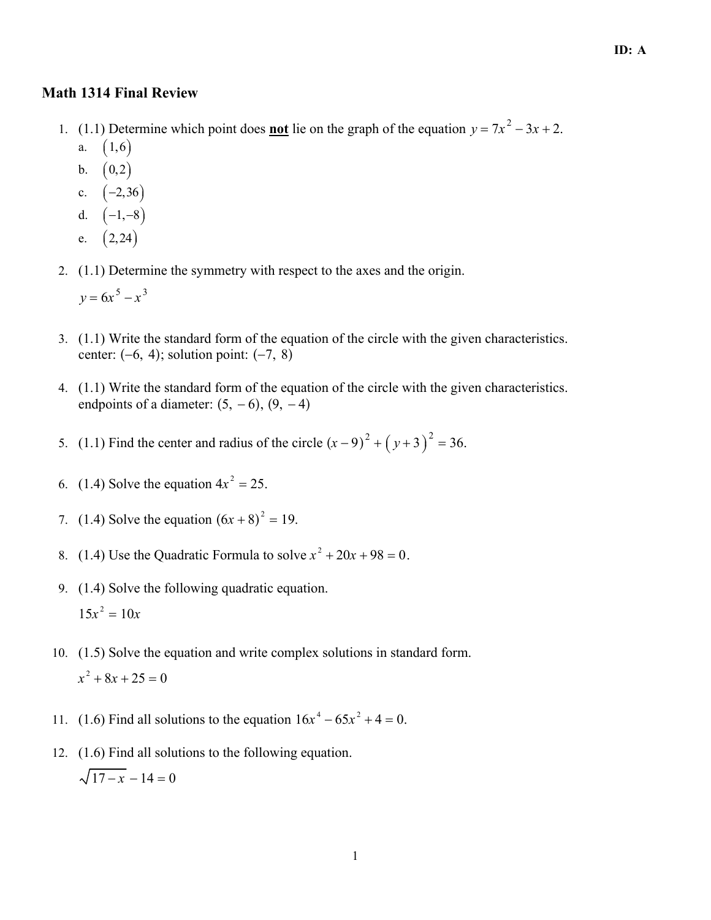ID: A

# Math 1314 Final Review

1. (1.1) Determine which point does **not** lie on the graph of the equation $y = 7x^2 - 3x + 2$.
   a. $(1,6)$
   b. $(0,2)$
   c. $(-2,36)$
   d. $(-1,-8)$
   e. $(2,24)$

2. (1.1) Determine the symmetry with respect to the axes and the origin.

   $y = 6x^5 - x^3$

3. (1.1) Write the standard form of the equation of the circle with the given characteristics.
   center: $(-6,\ 4)$; solution point: $(-7,\ 8)$

4. (1.1) Write the standard form of the equation of the circle with the given characteristics.
   endpoints of a diameter: $(5,\ -6)$, $(9,\ -4)$

5. (1.1) Find the center and radius of the circle $(x-9)^2 + (y+3)^2 = 36$.

6. (1.4) Solve the equation $4x^2 = 25$.

7. (1.4) Solve the equation $(6x+8)^2 = 19$.

8. (1.4) Use the Quadratic Formula to solve $x^2 + 20x + 98 = 0$.

9. (1.4) Solve the following quadratic equation.

   $15x^2 = 10x$

10. (1.5) Solve the equation and write complex solutions in standard form.

    $x^2 + 8x + 25 = 0$

11. (1.6) Find all solutions to the equation $16x^4 - 65x^2 + 4 = 0$.

12. (1.6) Find all solutions to the following equation.

    $\sqrt{17 - x} - 14 = 0$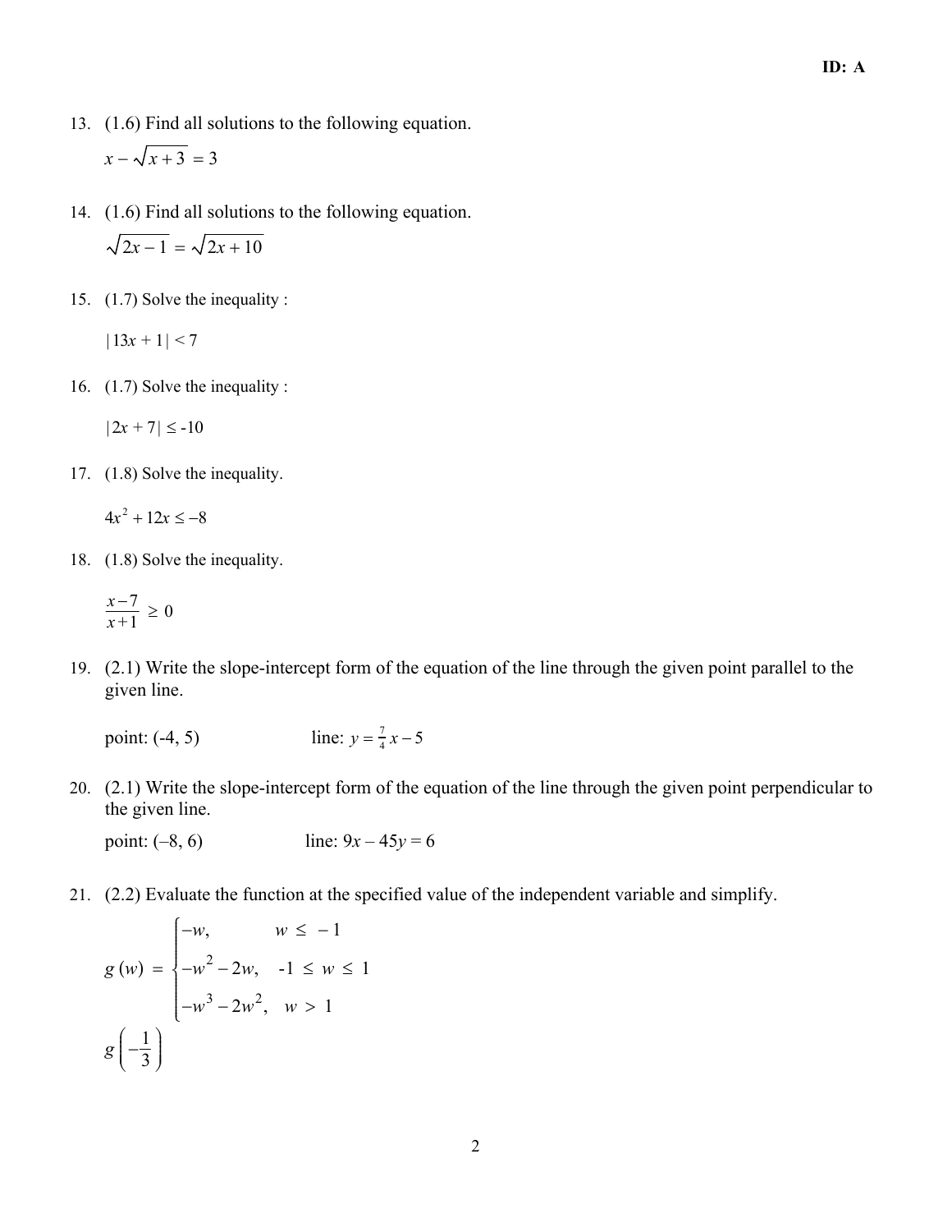13. (1.6) Find all solutions to the following equation.

    $x - \sqrt{x+3} = 3$

14. (1.6) Find all solutions to the following equation.

    $\sqrt{2x-1} = \sqrt{2x+10}$

15. (1.7) Solve the inequality :

    $|13x + 1| < 7$

16. (1.7) Solve the inequality :

    $|2x + 7| \leq -10$

17. (1.8) Solve the inequality.

    $4x^2 + 12x \leq -8$

18. (1.8) Solve the inequality.

    $\frac{x-7}{x+1} \geq 0$

19. (2.1) Write the slope-intercept form of the equation of the line through the given point parallel to the given line.

    point: (-4, 5)    line: $y = \frac{7}{4}x - 5$

20. (2.1) Write the slope-intercept form of the equation of the line through the given point perpendicular to the given line.

    point: (–8, 6)    line: $9x - 45y = 6$

21. (2.2) Evaluate the function at the specified value of the independent variable and simplify.

    $$g(w) = \begin{cases} -w, & w \leq -1 \\ -w^2 - 2w, & -1 \leq w \leq 1 \\ -w^3 - 2w^2, & w > 1 \end{cases}$$

    $g\left(-\frac{1}{3}\right)$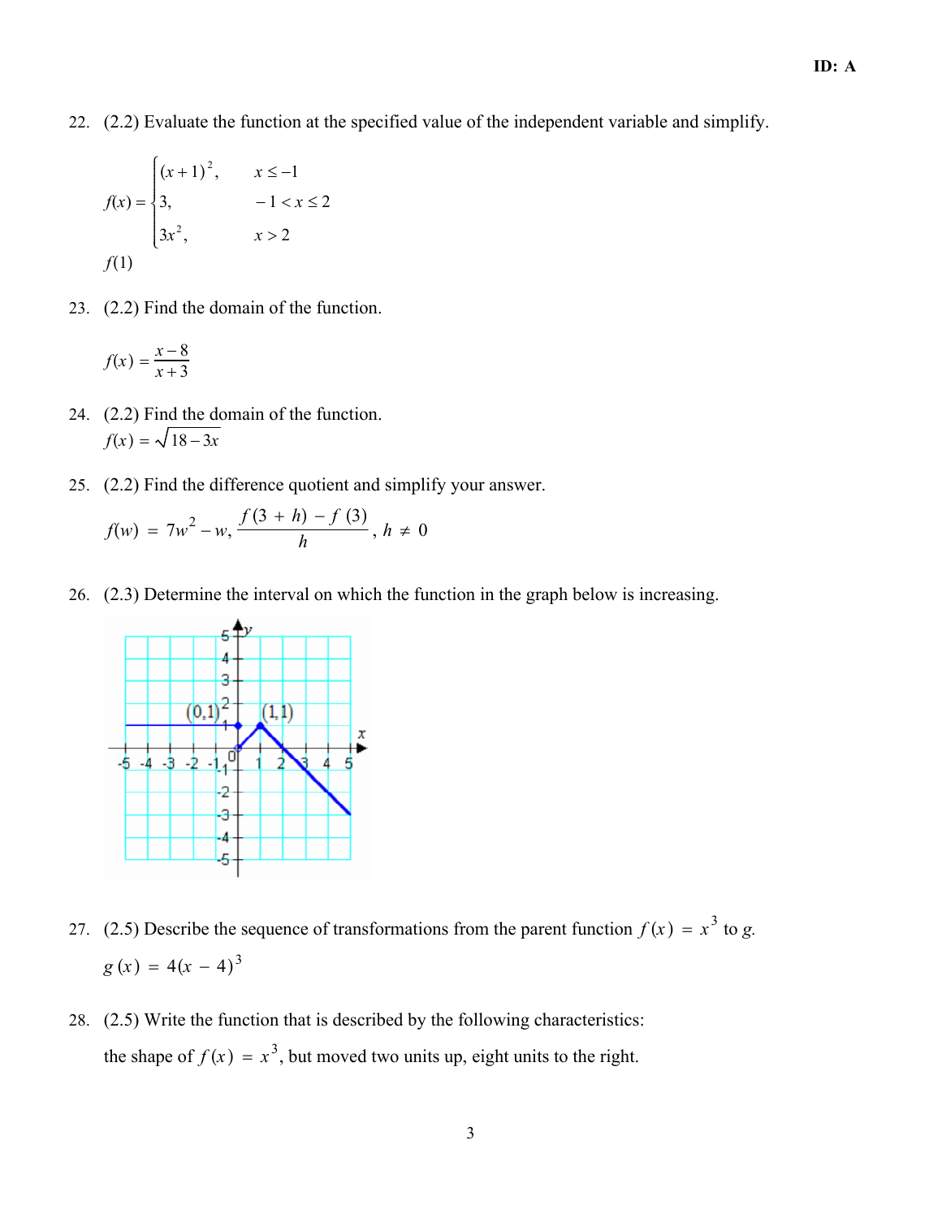22. (2.2) Evaluate the function at the specified value of the independent variable and simplify.

$$f(x) = \begin{cases} (x+1)^2, & x \le -1 \\ 3, & -1 < x \le 2 \\ 3x^2, & x > 2 \end{cases}$$

$f(1)$

23. (2.2) Find the domain of the function.

$$f(x) = \frac{x-8}{x+3}$$

24. (2.2) Find the domain of the function.

$f(x) = \sqrt{18 - 3x}$

25. (2.2) Find the difference quotient and simplify your answer.

$$f(w) = 7w^2 - w, \ \frac{f(3+h) - f(3)}{h}, \ h \neq 0$$

26. (2.3) Determine the interval on which the function in the graph below is increasing.

27. (2.5) Describe the sequence of transformations from the parent function $f(x) = x^3$ to $g$.

$g(x) = 4(x-4)^3$

28. (2.5) Write the function that is described by the following characteristics:

the shape of $f(x) = x^3$, but moved two units up, eight units to the right.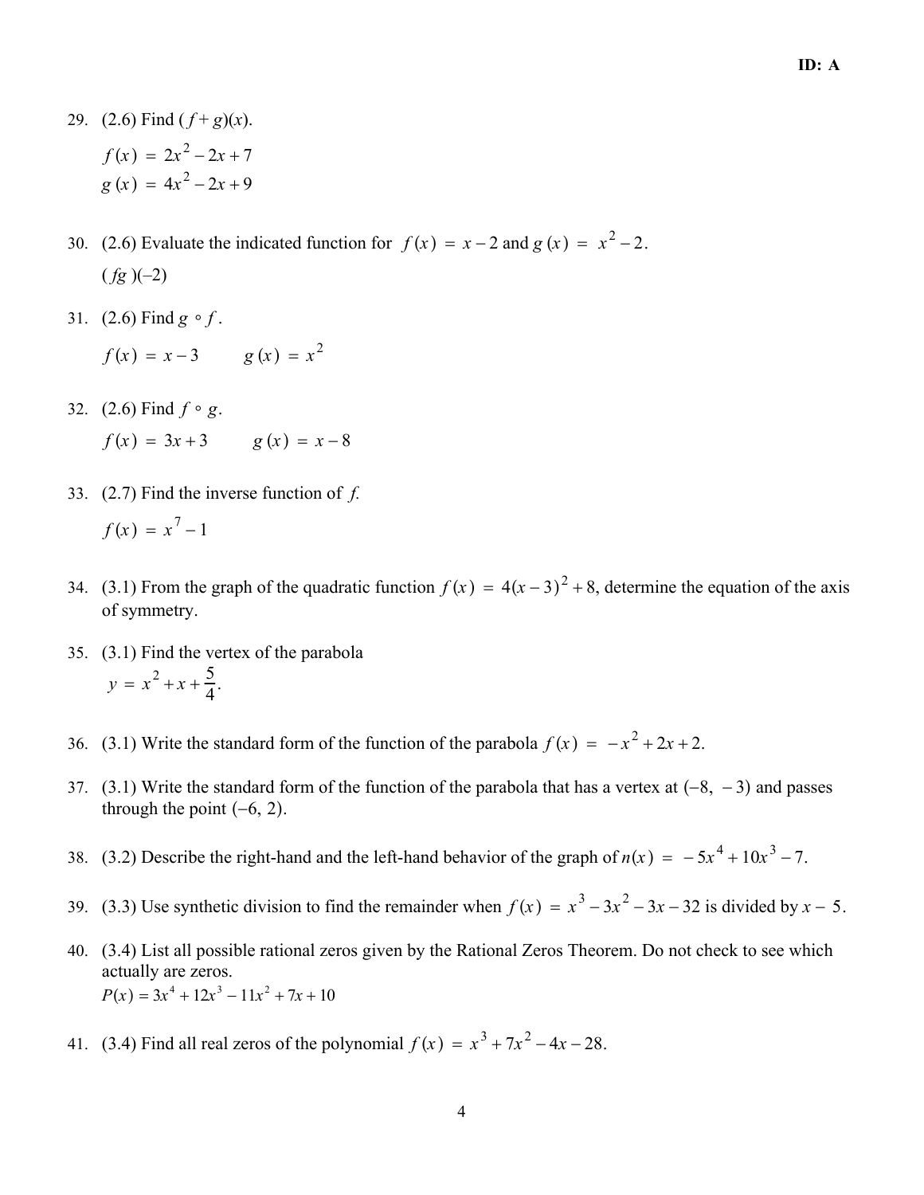29. (2.6) Find $(f + g)(x)$.

    $f(x) = 2x^2 - 2x + 7$
    $g(x) = 4x^2 - 2x + 9$

30. (2.6) Evaluate the indicated function for $f(x) = x - 2$ and $g(x) = x^2 - 2$.

    $(fg)(-2)$

31. (2.6) Find $g \circ f$.

    $f(x) = x - 3 \qquad g(x) = x^2$

32. (2.6) Find $f \circ g$.

    $f(x) = 3x + 3 \qquad g(x) = x - 8$

33. (2.7) Find the inverse function of *f*.

    $f(x) = x^7 - 1$

34. (3.1) From the graph of the quadratic function $f(x) = 4(x - 3)^2 + 8$, determine the equation of the axis of symmetry.

35. (3.1) Find the vertex of the parabola
    $y = x^2 + x + \frac{5}{4}$.

36. (3.1) Write the standard form of the function of the parabola $f(x) = -x^2 + 2x + 2$.

37. (3.1) Write the standard form of the function of the parabola that has a vertex at $(-8, -3)$ and passes through the point $(-6, 2)$.

38. (3.2) Describe the right-hand and the left-hand behavior of the graph of $n(x) = -5x^4 + 10x^3 - 7$.

39. (3.3) Use synthetic division to find the remainder when $f(x) = x^3 - 3x^2 - 3x - 32$ is divided by $x - 5$.

40. (3.4) List all possible rational zeros given by the Rational Zeros Theorem. Do not check to see which actually are zeros.
    $P(x) = 3x^4 + 12x^3 - 11x^2 + 7x + 10$

41. (3.4) Find all real zeros of the polynomial $f(x) = x^3 + 7x^2 - 4x - 28$.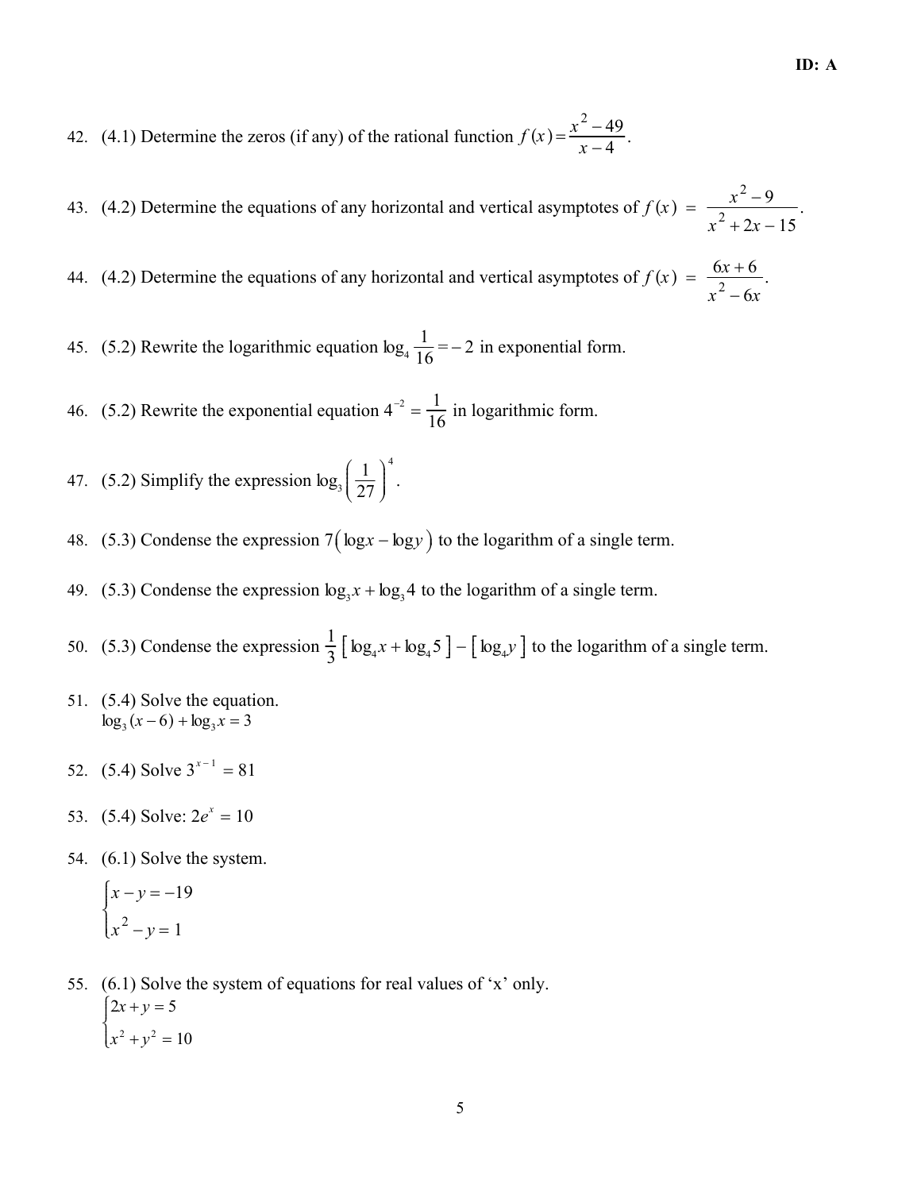**ID: A**

42. (4.1) Determine the zeros (if any) of the rational function $f(x) = \dfrac{x^2 - 49}{x - 4}$.

43. (4.2) Determine the equations of any horizontal and vertical asymptotes of $f(x) = \dfrac{x^2 - 9}{x^2 + 2x - 15}$.

44. (4.2) Determine the equations of any horizontal and vertical asymptotes of $f(x) = \dfrac{6x + 6}{x^2 - 6x}$.

45. (5.2) Rewrite the logarithmic equation $\log_4 \dfrac{1}{16} = -2$ in exponential form.

46. (5.2) Rewrite the exponential equation $4^{-2} = \dfrac{1}{16}$ in logarithmic form.

47. (5.2) Simplify the expression $\log_3 \left( \dfrac{1}{27} \right)^4$.

48. (5.3) Condense the expression $7\left( \log x - \log y \right)$ to the logarithm of a single term.

49. (5.3) Condense the expression $\log_3 x + \log_3 4$ to the logarithm of a single term.

50. (5.3) Condense the expression $\dfrac{1}{3}\left[ \log_4 x + \log_4 5 \right] - \left[ \log_4 y \right]$ to the logarithm of a single term.

51. (5.4) Solve the equation.
$\log_3 (x - 6) + \log_3 x = 3$

52. (5.4) Solve $3^{x-1} = 81$

53. (5.4) Solve: $2e^x = 10$

54. (6.1) Solve the system.

$$\begin{cases} x - y = -19 \\ x^2 - y = 1 \end{cases}$$

55. (6.1) Solve the system of equations for real values of ‘x’ only.

$$\begin{cases} 2x + y = 5 \\ x^2 + y^2 = 10 \end{cases}$$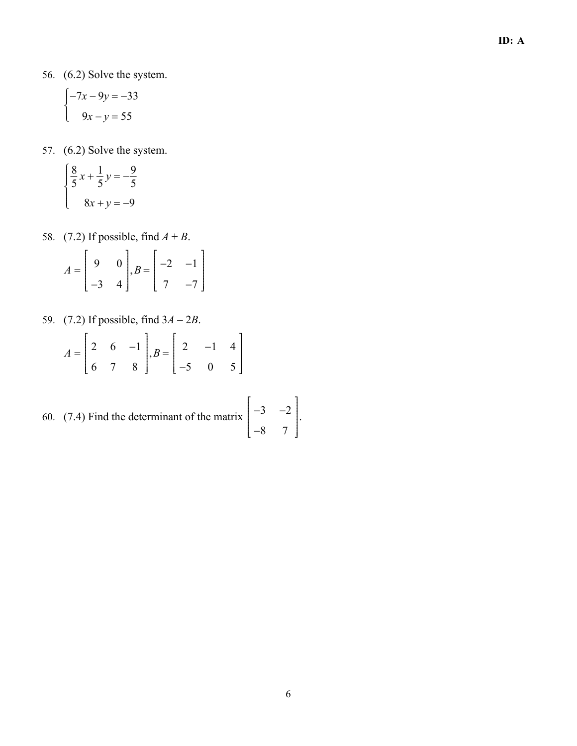56. (6.2) Solve the system.

$$\begin{cases} -7x - 9y = -33 \\ 9x - y = 55 \end{cases}$$

57. (6.2) Solve the system.

$$\begin{cases} \frac{8}{5}x + \frac{1}{5}y = -\frac{9}{5} \\ 8x + y = -9 \end{cases}$$

58. (7.2) If possible, find $A + B$.

$$A = \begin{bmatrix} 9 & 0 \\ -3 & 4 \end{bmatrix}, B = \begin{bmatrix} -2 & -1 \\ 7 & -7 \end{bmatrix}$$

59. (7.2) If possible, find $3A - 2B$.

$$A = \begin{bmatrix} 2 & 6 & -1 \\ 6 & 7 & 8 \end{bmatrix}, B = \begin{bmatrix} 2 & -1 & 4 \\ -5 & 0 & 5 \end{bmatrix}$$

60. (7.4) Find the determinant of the matrix $\begin{bmatrix} -3 & -2 \\ -8 & 7 \end{bmatrix}$.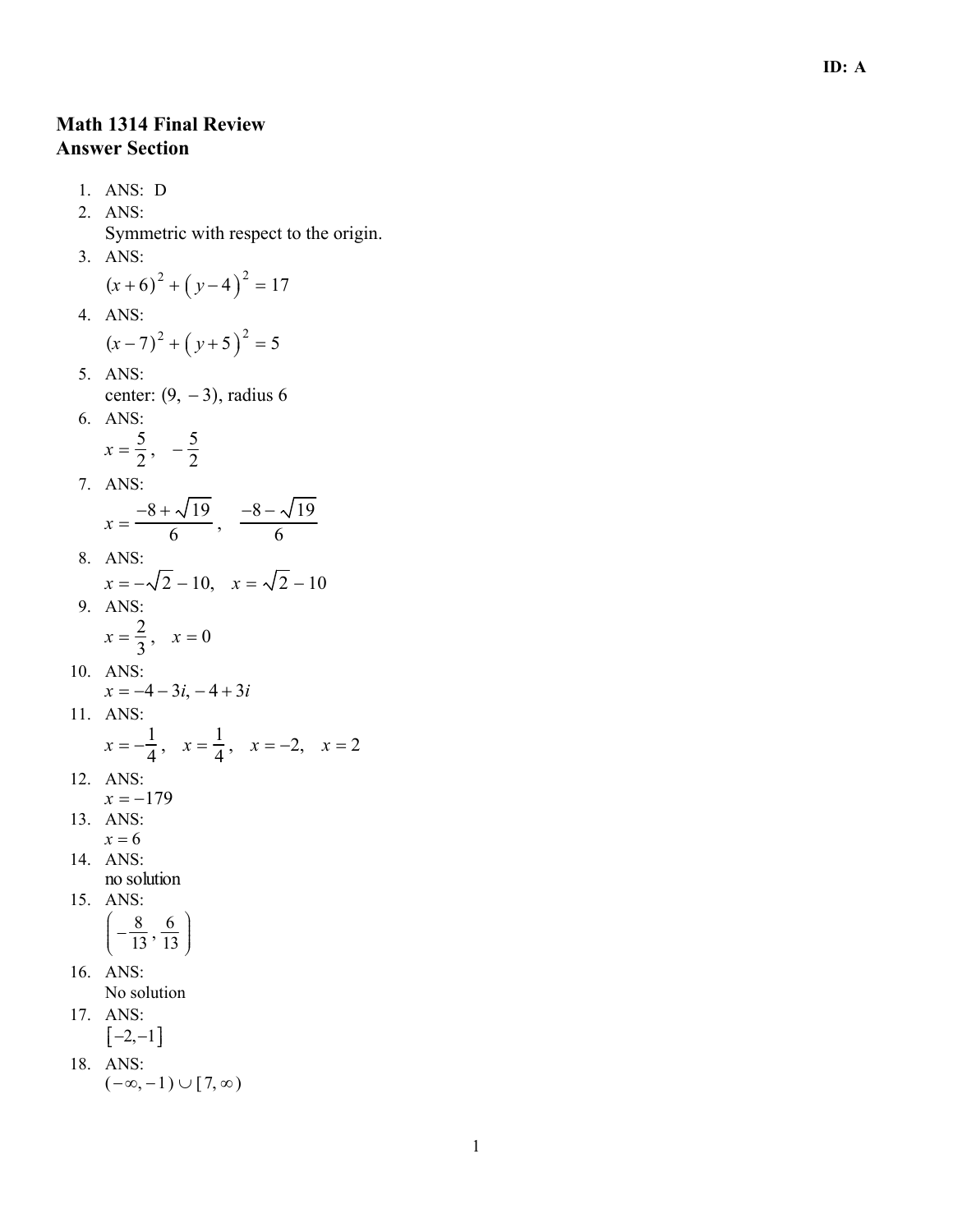ID: A

# Math 1314 Final Review
## Answer Section

1. ANS: D
2. ANS:
   Symmetric with respect to the origin.
3. ANS:
   $(x+6)^2 + (y-4)^2 = 17$
4. ANS:
   $(x-7)^2 + (y+5)^2 = 5$
5. ANS:
   center: $(9, -3)$, radius 6
6. ANS:
   $x = \frac{5}{2}, \quad -\frac{5}{2}$
7. ANS:
   $x = \frac{-8+\sqrt{19}}{6}, \quad \frac{-8-\sqrt{19}}{6}$
8. ANS:
   $x = -\sqrt{2} - 10, \quad x = \sqrt{2} - 10$
9. ANS:
   $x = \frac{2}{3}, \quad x = 0$
10. ANS:
    $x = -4 - 3i, -4 + 3i$
11. ANS:
    $x = -\frac{1}{4}, \quad x = \frac{1}{4}, \quad x = -2, \quad x = 2$
12. ANS:
    $x = -179$
13. ANS:
    $x = 6$
14. ANS:
    no solution
15. ANS:
    $\left(-\frac{8}{13}, \frac{6}{13}\right)$
16. ANS:
    No solution
17. ANS:
    $[-2, -1]$
18. ANS:
    $(-\infty, -1) \cup [7, \infty)$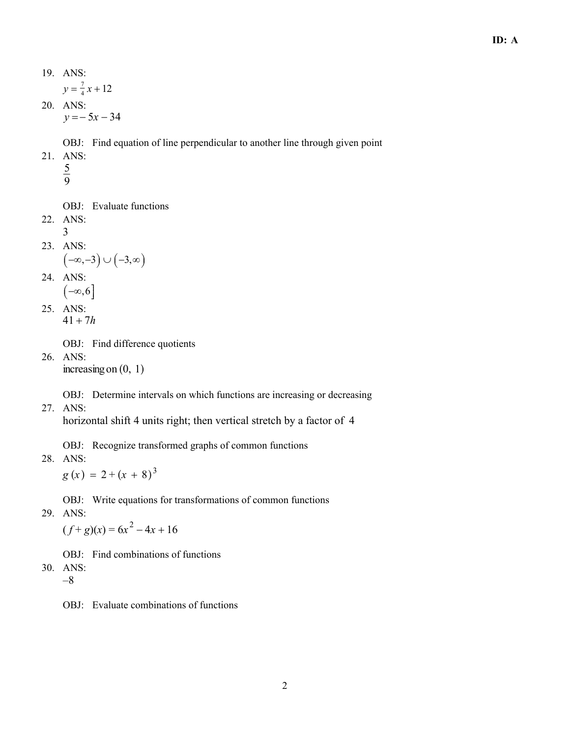19. ANS:
    $y = \frac{7}{4}x + 12$

20. ANS:
    $y = -5x - 34$

    OBJ: Find equation of line perpendicular to another line through given point

21. ANS:
    $\frac{5}{9}$

    OBJ: Evaluate functions

22. ANS:
    3

23. ANS:
    $\left(-\infty,-3\right) \cup \left(-3,\infty\right)$

24. ANS:
    $\left(-\infty,6\right]$

25. ANS:
    $41 + 7h$

    OBJ: Find difference quotients

26. ANS:
    increasing on $(0,\ 1)$

    OBJ: Determine intervals on which functions are increasing or decreasing

27. ANS:
    horizontal shift 4 units right; then vertical stretch by a factor of 4

    OBJ: Recognize transformed graphs of common functions

28. ANS:
    $g(x) = 2 + (x + 8)^3$

    OBJ: Write equations for transformations of common functions

29. ANS:
    $(f + g)(x) = 6x^2 - 4x + 16$

    OBJ: Find combinations of functions

30. ANS:
    $-8$

    OBJ: Evaluate combinations of functions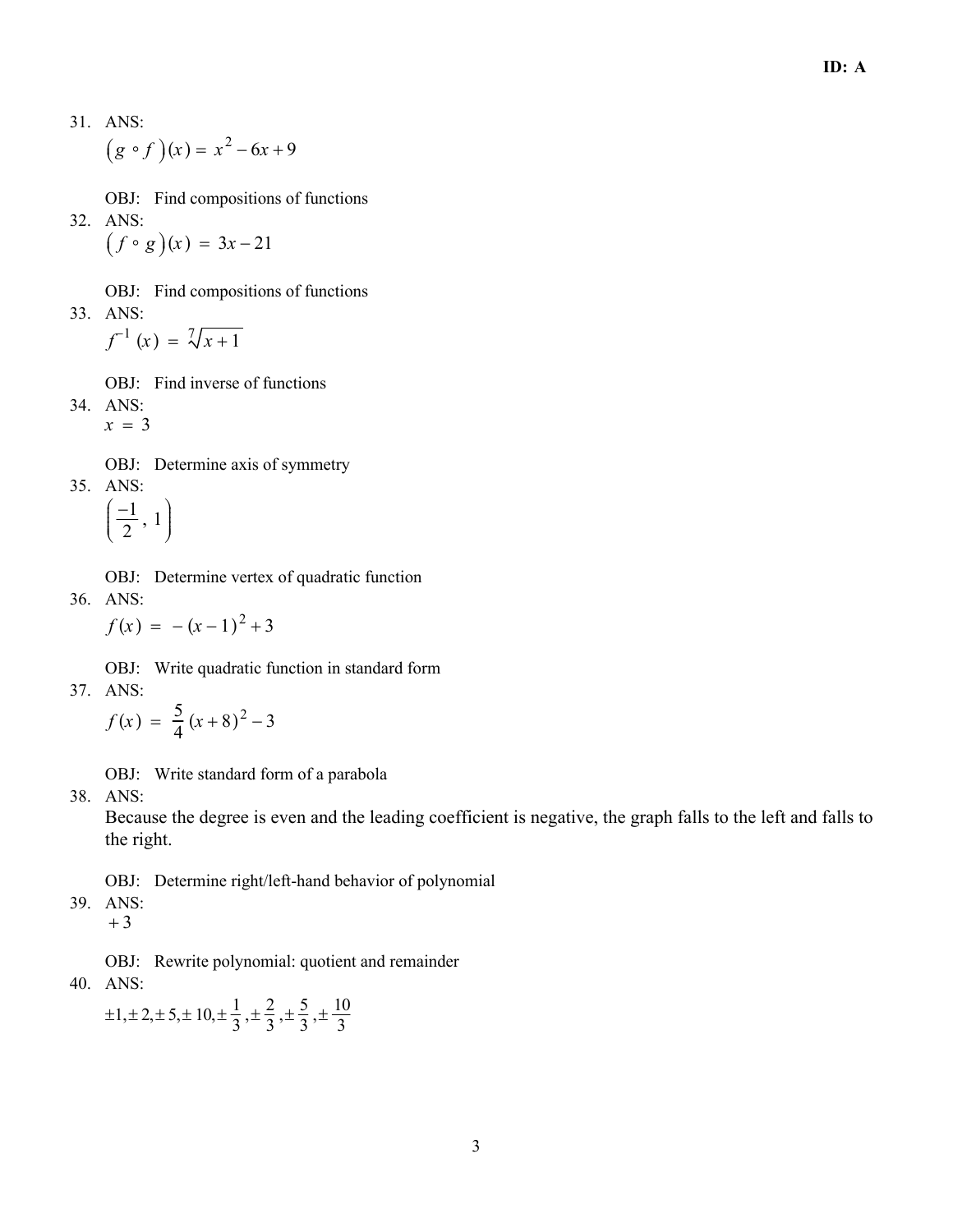31. ANS:

$\left(g \circ f\right)(x) = x^2 - 6x + 9$

OBJ: Find compositions of functions

32. ANS:

$\left(f \circ g\right)(x) = 3x - 21$

OBJ: Find compositions of functions

33. ANS:

$f^{-1}(x) = \sqrt[7]{x+1}$

OBJ: Find inverse of functions

34. ANS:

$x = 3$

OBJ: Determine axis of symmetry

35. ANS:

$\left(\dfrac{-1}{2}, 1\right)$

OBJ: Determine vertex of quadratic function

36. ANS:

$f(x) = -(x-1)^2 + 3$

OBJ: Write quadratic function in standard form

37. ANS:

$f(x) = \dfrac{5}{4}(x+8)^2 - 3$

OBJ: Write standard form of a parabola

38. ANS:

Because the degree is even and the leading coefficient is negative, the graph falls to the left and falls to the right.

OBJ: Determine right/left-hand behavior of polynomial

39. ANS:

$+3$

OBJ: Rewrite polynomial: quotient and remainder

40. ANS:

$\pm 1, \pm 2, \pm 5, \pm 10, \pm \dfrac{1}{3}, \pm \dfrac{2}{3}, \pm \dfrac{5}{3}, \pm \dfrac{10}{3}$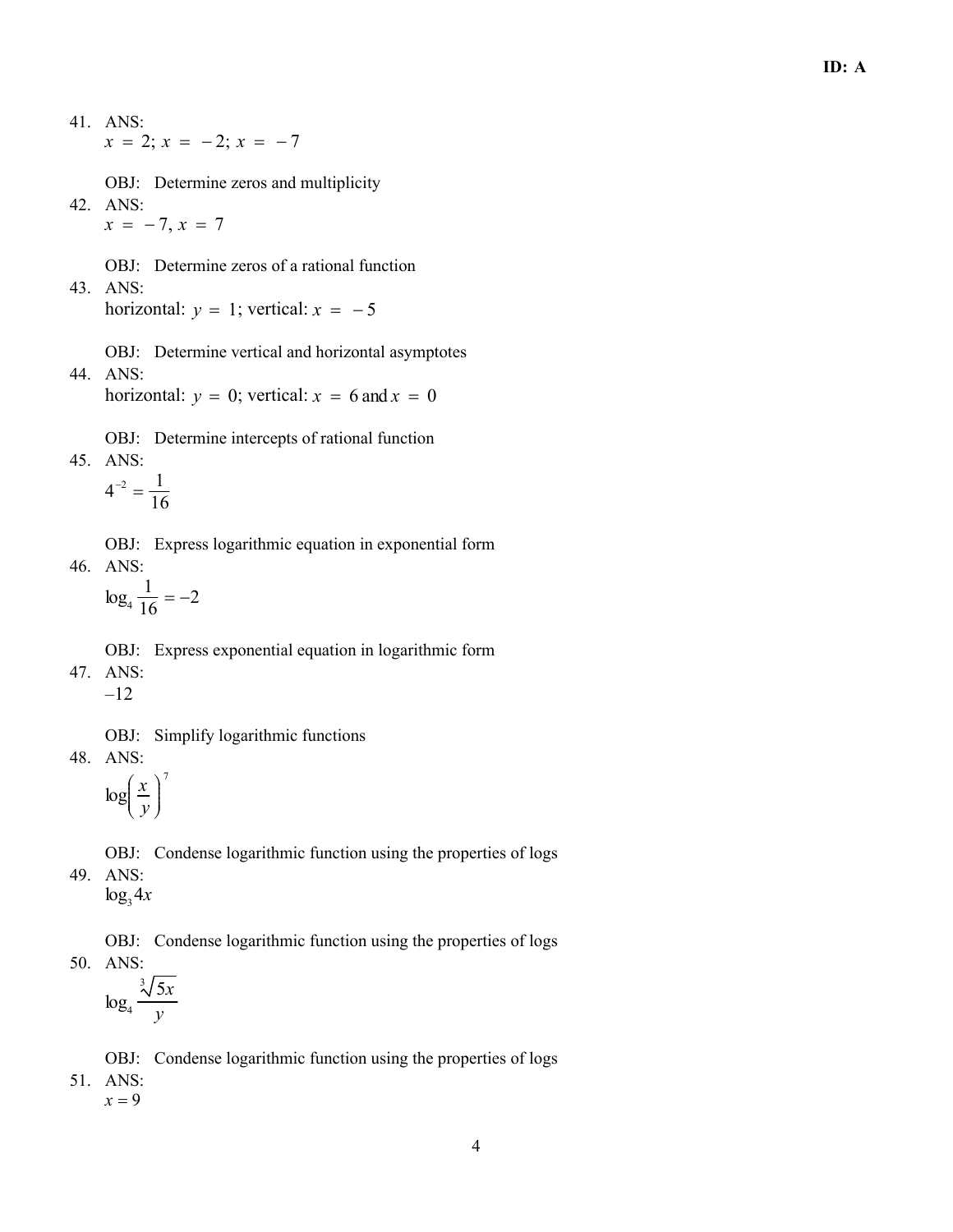41. ANS:
    $x = 2$; $x = -2$; $x = -7$

    OBJ: Determine zeros and multiplicity

42. ANS:
    $x = -7, x = 7$

    OBJ: Determine zeros of a rational function

43. ANS:
    horizontal: $y = 1$; vertical: $x = -5$

    OBJ: Determine vertical and horizontal asymptotes

44. ANS:
    horizontal: $y = 0$; vertical: $x = 6$ and $x = 0$

    OBJ: Determine intercepts of rational function

45. ANS:
    $4^{-2} = \frac{1}{16}$

    OBJ: Express logarithmic equation in exponential form

46. ANS:
    $\log_4 \frac{1}{16} = -2$

    OBJ: Express exponential equation in logarithmic form

47. ANS:
    $-12$

    OBJ: Simplify logarithmic functions

48. ANS:
    $\log\left(\frac{x}{y}\right)^7$

    OBJ: Condense logarithmic function using the properties of logs

49. ANS:
    $\log_3 4x$

    OBJ: Condense logarithmic function using the properties of logs

50. ANS:
    $\log_4 \frac{\sqrt[3]{5x}}{y}$

    OBJ: Condense logarithmic function using the properties of logs

51. ANS:
    $x = 9$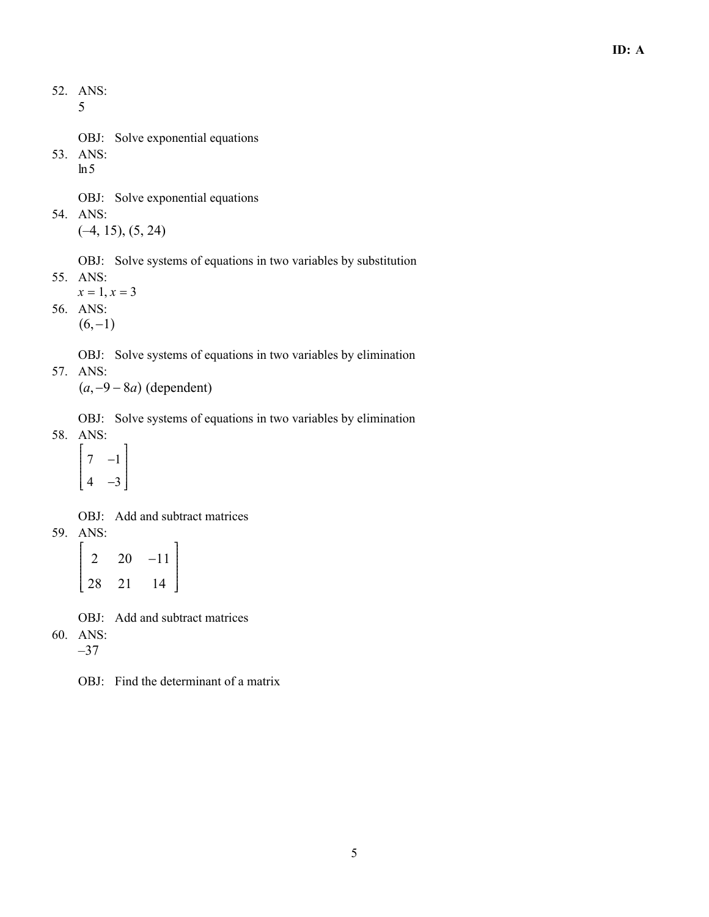**ID: A**

52. ANS:
    5

    OBJ: Solve exponential equations

53. ANS:
    $\ln 5$

    OBJ: Solve exponential equations

54. ANS:
    (–4, 15), (5, 24)

    OBJ: Solve systems of equations in two variables by substitution

55. ANS:
    $x = 1, x = 3$

56. ANS:
    $(6, -1)$

    OBJ: Solve systems of equations in two variables by elimination

57. ANS:
    $(a, -9 - 8a)$ (dependent)

    OBJ: Solve systems of equations in two variables by elimination

58. ANS:
    $$\begin{bmatrix} 7 & -1 \\ 4 & -3 \end{bmatrix}$$

    OBJ: Add and subtract matrices

59. ANS:
    $$\begin{bmatrix} 2 & 20 & -11 \\ 28 & 21 & 14 \end{bmatrix}$$

    OBJ: Add and subtract matrices

60. ANS:
    –37

    OBJ: Find the determinant of a matrix